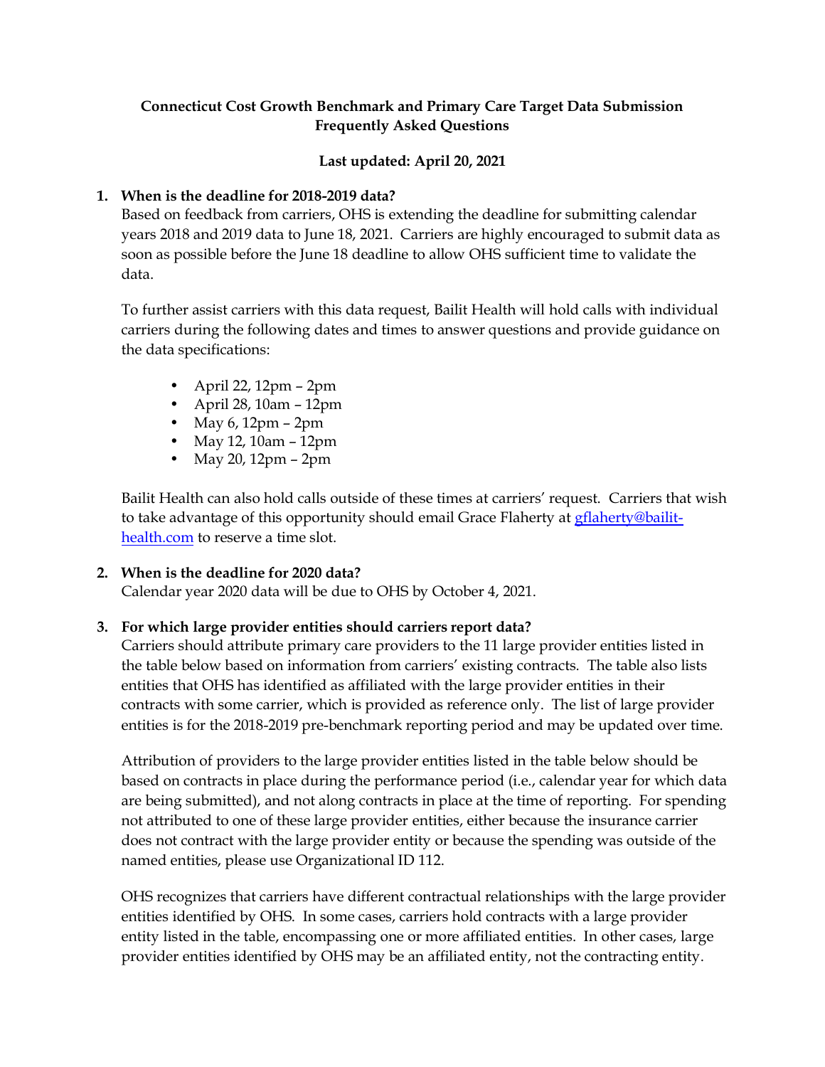**Connecticut Cost Growth Benchmark and Primary Care Target Data Submission Frequently Asked Questions**

**Last updated: April 20, 2021**

1. **When is the deadline for 2018-2019 data?**
   Based on feedback from carriers, OHS is extending the deadline for submitting calendar years 2018 and 2019 data to June 18, 2021. Carriers are highly encouraged to submit data as soon as possible before the June 18 deadline to allow OHS sufficient time to validate the data.

   To further assist carriers with this data request, Bailit Health will hold calls with individual carriers during the following dates and times to answer questions and provide guidance on the data specifications:

   - April 22, 12pm – 2pm
   - April 28, 10am – 12pm
   - May 6, 12pm – 2pm
   - May 12, 10am – 12pm
   - May 20, 12pm – 2pm

   Bailit Health can also hold calls outside of these times at carriers' request. Carriers that wish to take advantage of this opportunity should email Grace Flaherty at [gflaherty@bailit-health.com](mailto:gflaherty@bailit-health.com) to reserve a time slot.

2. **When is the deadline for 2020 data?**
   Calendar year 2020 data will be due to OHS by October 4, 2021.

3. **For which large provider entities should carriers report data?**
   Carriers should attribute primary care providers to the 11 large provider entities listed in the table below based on information from carriers' existing contracts. The table also lists entities that OHS has identified as affiliated with the large provider entities in their contracts with some carrier, which is provided as reference only. The list of large provider entities is for the 2018-2019 pre-benchmark reporting period and may be updated over time.

   Attribution of providers to the large provider entities listed in the table below should be based on contracts in place during the performance period (i.e., calendar year for which data are being submitted), and not along contracts in place at the time of reporting. For spending not attributed to one of these large provider entities, either because the insurance carrier does not contract with the large provider entity or because the spending was outside of the named entities, please use Organizational ID 112.

   OHS recognizes that carriers have different contractual relationships with the large provider entities identified by OHS. In some cases, carriers hold contracts with a large provider entity listed in the table, encompassing one or more affiliated entities. In other cases, large provider entities identified by OHS may be an affiliated entity, not the contracting entity.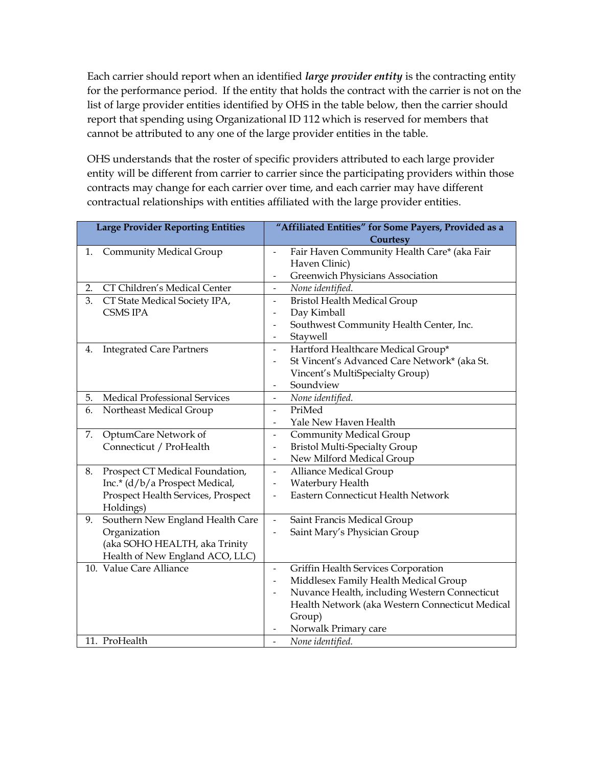Each carrier should report when an identified ***large provider entity*** is the contracting entity for the performance period. If the entity that holds the contract with the carrier is not on the list of large provider entities identified by OHS in the table below, then the carrier should report that spending using Organizational ID 112 which is reserved for members that cannot be attributed to any one of the large provider entities in the table.

OHS understands that the roster of specific providers attributed to each large provider entity will be different from carrier to carrier since the participating providers within those contracts may change for each carrier over time, and each carrier may have different contractual relationships with entities affiliated with the large provider entities.

| Large Provider Reporting Entities | "Affiliated Entities" for Some Payers, Provided as a Courtesy |
|---|---|
| 1. Community Medical Group | - Fair Haven Community Health Care* (aka Fair Haven Clinic)<br>- Greenwich Physicians Association |
| 2. CT Children's Medical Center | - *None identified.* |
| 3. CT State Medical Society IPA, CSMS IPA | - Bristol Health Medical Group<br>- Day Kimball<br>- Southwest Community Health Center, Inc.<br>- Staywell |
| 4. Integrated Care Partners | - Hartford Healthcare Medical Group*<br>- St Vincent's Advanced Care Network* (aka St. Vincent's MultiSpecialty Group)<br>- Soundview |
| 5. Medical Professional Services | - *None identified.* |
| 6. Northeast Medical Group | - PriMed<br>- Yale New Haven Health |
| 7. OptumCare Network of Connecticut / ProHealth | - Community Medical Group<br>- Bristol Multi-Specialty Group<br>- New Milford Medical Group |
| 8. Prospect CT Medical Foundation, Inc.* (d/b/a Prospect Medical, Prospect Health Services, Prospect Holdings) | - Alliance Medical Group<br>- Waterbury Health<br>- Eastern Connecticut Health Network |
| 9. Southern New England Health Care Organization (aka SOHO HEALTH, aka Trinity Health of New England ACO, LLC) | - Saint Francis Medical Group<br>- Saint Mary's Physician Group |
| 10. Value Care Alliance | - Griffin Health Services Corporation<br>- Middlesex Family Health Medical Group<br>- Nuvance Health, including Western Connecticut Health Network (aka Western Connecticut Medical Group)<br>- Norwalk Primary care |
| 11. ProHealth | - *None identified.* |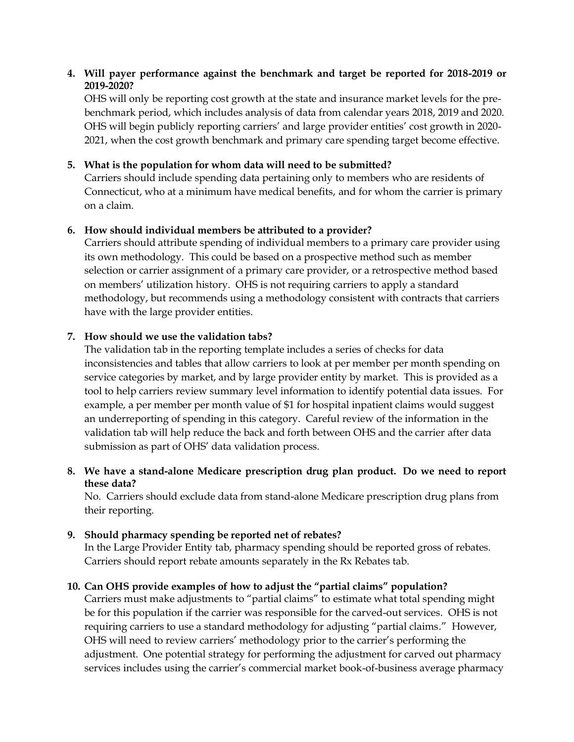4. **Will payer performance against the benchmark and target be reported for 2018-2019 or 2019-2020?**
   OHS will only be reporting cost growth at the state and insurance market levels for the pre-benchmark period, which includes analysis of data from calendar years 2018, 2019 and 2020. OHS will begin publicly reporting carriers' and large provider entities' cost growth in 2020-2021, when the cost growth benchmark and primary care spending target become effective.

5. **What is the population for whom data will need to be submitted?**
   Carriers should include spending data pertaining only to members who are residents of Connecticut, who at a minimum have medical benefits, and for whom the carrier is primary on a claim.

6. **How should individual members be attributed to a provider?**
   Carriers should attribute spending of individual members to a primary care provider using its own methodology. This could be based on a prospective method such as member selection or carrier assignment of a primary care provider, or a retrospective method based on members' utilization history. OHS is not requiring carriers to apply a standard methodology, but recommends using a methodology consistent with contracts that carriers have with the large provider entities.

7. **How should we use the validation tabs?**
   The validation tab in the reporting template includes a series of checks for data inconsistencies and tables that allow carriers to look at per member per month spending on service categories by market, and by large provider entity by market. This is provided as a tool to help carriers review summary level information to identify potential data issues. For example, a per member per month value of $1 for hospital inpatient claims would suggest an underreporting of spending in this category. Careful review of the information in the validation tab will help reduce the back and forth between OHS and the carrier after data submission as part of OHS' data validation process.

8. **We have a stand-alone Medicare prescription drug plan product. Do we need to report these data?**
   No. Carriers should exclude data from stand-alone Medicare prescription drug plans from their reporting.

9. **Should pharmacy spending be reported net of rebates?**
   In the Large Provider Entity tab, pharmacy spending should be reported gross of rebates. Carriers should report rebate amounts separately in the Rx Rebates tab.

10. **Can OHS provide examples of how to adjust the "partial claims" population?**
    Carriers must make adjustments to "partial claims" to estimate what total spending might be for this population if the carrier was responsible for the carved-out services. OHS is not requiring carriers to use a standard methodology for adjusting "partial claims." However, OHS will need to review carriers' methodology prior to the carrier's performing the adjustment. One potential strategy for performing the adjustment for carved out pharmacy services includes using the carrier's commercial market book-of-business average pharmacy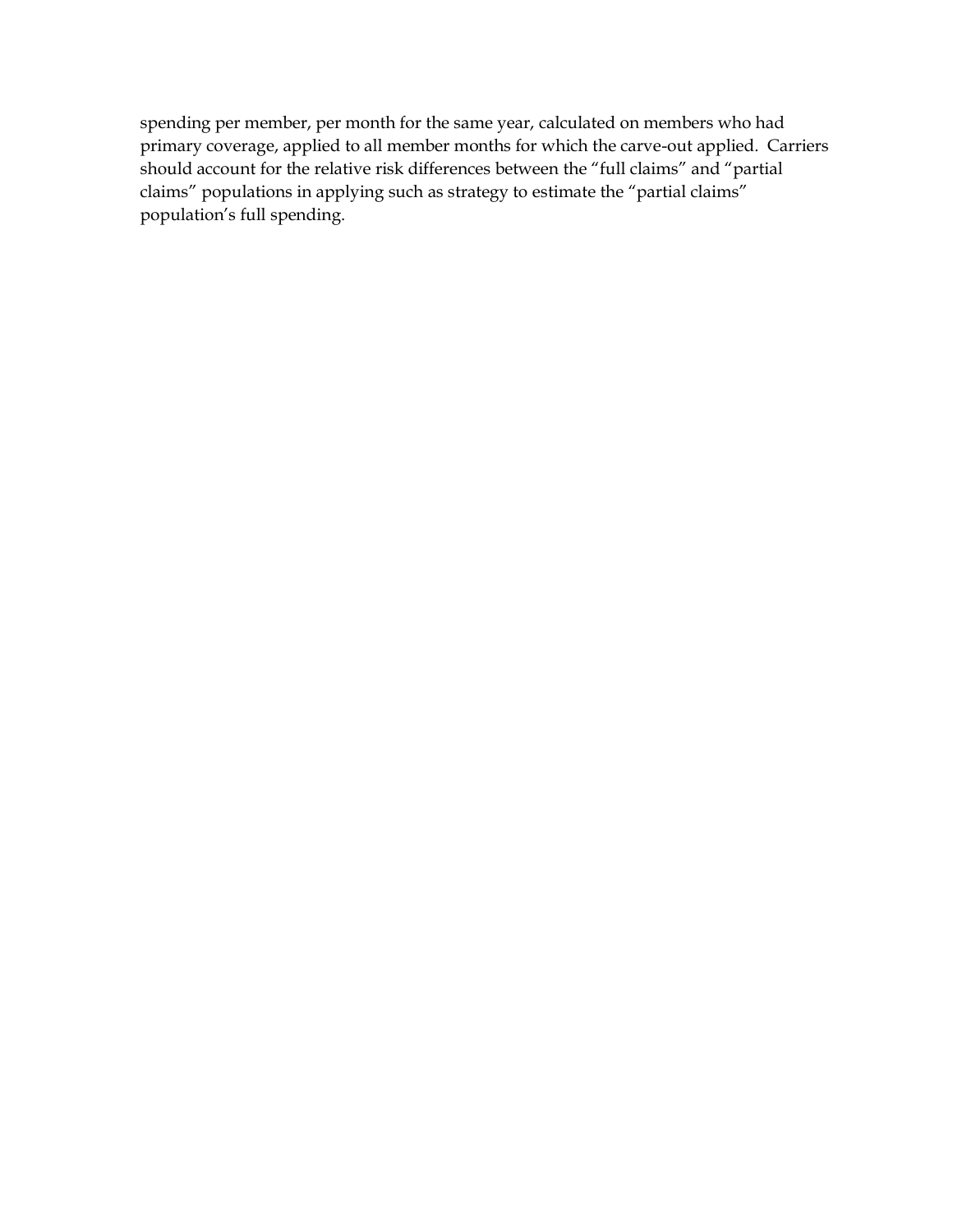spending per member, per month for the same year, calculated on members who had primary coverage, applied to all member months for which the carve-out applied. Carriers should account for the relative risk differences between the "full claims" and "partial claims" populations in applying such as strategy to estimate the "partial claims" population's full spending.